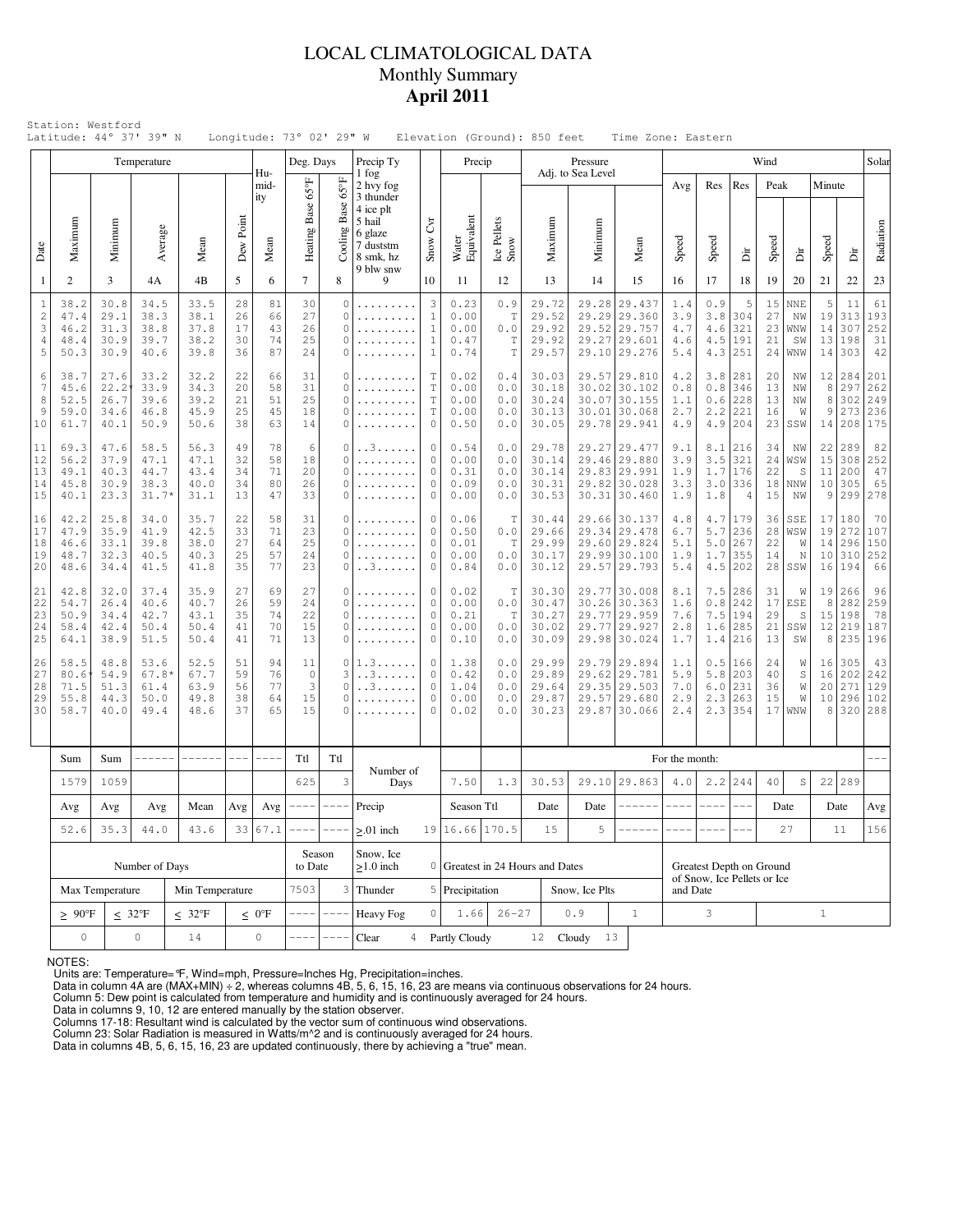# LOCAL CLIMATOLOGICAL DATA
## Monthly Summary
### April 2011

Station: Westford
Latitude: 44° 37' 39" N Longitude: 73° 02' 29" W Elevation (Ground): 850 feet Time Zone: Eastern

| Date | Temperature Maximum | Temperature Minimum | Temperature Average | Temperature Mean | Dew Point | Humidity Mean | Deg. Days Heating Base 65°F | Deg. Days Cooling Base 65°F | Precip Ty | Snow Cvr | Precip Water Equivalent | Precip Ice Pellets Snow | Pressure Maximum | Pressure Minimum | Pressure Mean | Wind Avg Speed | Wind Res Speed | Wind Res Dir | Wind Peak Speed | Wind Peak Dir | Wind Minute Speed | Wind Minute Dir | Solar Radiation |
|---|---|---|---|---|---|---|---|---|---|---|---|---|---|---|---|---|---|---|---|---|---|---|---|
| 1 | 2 | 3 | 4A | 4B | 5 | 6 | 7 | 8 | 9 | 10 | 11 | 12 | 13 | 14 | 15 | 16 | 17 | 18 | 19 | 20 | 21 | 22 | 23 |
| 1 | 38.2 | 30.8 | 34.5 | 33.5 | 28 | 81 | 30 | 0 | ......... | 3 | 0.23 | 0.9 | 29.72 | 29.28 | 29.437 | 1.4 | 0.9 | 5 | 15 | NNE | 5 | 11 | 61 |
| 2 | 47.4 | 29.1 | 38.3 | 38.1 | 26 | 66 | 27 | 0 | ......... | 1 | 0.00 | T | 29.52 | 29.29 | 29.360 | 3.9 | 3.8 | 304 | 27 | NW | 19 | 313 | 193 |
| 3 | 46.2 | 31.3 | 38.8 | 37.8 | 17 | 43 | 26 | 0 | ......... | 1 | 0.00 | 0.0 | 29.92 | 29.52 | 29.757 | 4.7 | 4.6 | 321 | 23 | WNW | 14 | 307 | 252 |
| 4 | 48.4 | 30.9 | 39.7 | 38.2 | 30 | 74 | 25 | 0 | ......... | 1 | 0.47 | T | 29.92 | 29.27 | 29.601 | 4.6 | 4.5 | 191 | 21 | SW | 13 | 198 | 31 |
| 5 | 50.3 | 30.9 | 40.6 | 39.8 | 36 | 87 | 24 | 0 | ......... | 1 | 0.74 | T | 29.57 | 29.10 | 29.276 | 5.4 | 4.3 | 251 | 24 | WNW | 14 | 303 | 42 |
| 6 | 38.7 | 27.6 | 33.2 | 32.2 | 22 | 66 | 31 | 0 | ......... | T | 0.02 | 0.4 | 30.03 | 29.57 | 29.810 | 4.2 | 3.8 | 281 | 20 | NW | 12 | 284 | 201 |
| 7 | 45.6 | 22.2* | 33.9 | 34.3 | 20 | 58 | 31 | 0 | ......... | T | 0.00 | 0.0 | 30.18 | 30.02 | 30.102 | 0.8 | 0.8 | 346 | 13 | NW | 8 | 297 | 262 |
| 8 | 52.5 | 26.7 | 39.6 | 39.2 | 21 | 51 | 25 | 0 | ......... | T | 0.00 | 0.0 | 30.24 | 30.07 | 30.155 | 1.1 | 0.6 | 228 | 13 | NW | 8 | 302 | 249 |
| 9 | 59.0 | 34.6 | 46.8 | 45.9 | 25 | 45 | 18 | 0 | ......... | T | 0.00 | 0.0 | 30.13 | 30.01 | 30.068 | 2.7 | 2.2 | 221 | 16 | W | 9 | 273 | 236 |
| 10 | 61.7 | 40.1 | 50.9 | 50.6 | 38 | 63 | 14 | 0 | ......... | 0 | 0.50 | 0.0 | 30.05 | 29.78 | 29.941 | 4.9 | 4.9 | 204 | 23 | SSW | 14 | 208 | 175 |
| 11 | 69.3 | 47.6 | 58.5 | 56.3 | 49 | 78 | 6 | 0 | ..3...... | 0 | 0.54 | 0.0 | 29.78 | 29.27 | 29.477 | 9.1 | 8.1 | 216 | 34 | NW | 22 | 289 | 82 |
| 12 | 56.2 | 37.9 | 47.1 | 47.1 | 32 | 58 | 18 | 0 | ......... | 0 | 0.00 | 0.0 | 30.14 | 29.46 | 29.880 | 3.9 | 3.5 | 321 | 24 | WSW | 15 | 308 | 252 |
| 13 | 49.1 | 40.3 | 44.7 | 43.4 | 34 | 71 | 20 | 0 | ......... | 0 | 0.31 | 0.0 | 30.14 | 29.83 | 29.991 | 1.9 | 1.7 | 176 | 22 | S | 11 | 200 | 47 |
| 14 | 45.8 | 30.9 | 38.3 | 40.0 | 34 | 80 | 26 | 0 | ......... | 0 | 0.09 | 0.0 | 30.31 | 29.82 | 30.028 | 3.3 | 3.0 | 336 | 18 | NNW | 10 | 305 | 65 |
| 15 | 40.1 | 23.3 | 31.7* | 31.1 | 13 | 47 | 33 | 0 | ......... | 0 | 0.00 | 0.0 | 30.53 | 30.31 | 30.460 | 1.9 | 1.8 | 4 | 15 | NW | 9 | 299 | 278 |
| 16 | 42.2 | 25.8 | 34.0 | 35.7 | 22 | 58 | 31 | 0 | ......... | 0 | 0.06 | T | 30.44 | 29.66 | 30.137 | 4.8 | 4.7 | 179 | 36 | SSE | 17 | 180 | 70 |
| 17 | 47.9 | 35.9 | 41.9 | 42.5 | 33 | 71 | 23 | 0 | ......... | 0 | 0.50 | 0.0 | 29.66 | 29.34 | 29.478 | 6.7 | 5.7 | 236 | 28 | WSW | 19 | 272 | 107 |
| 18 | 46.6 | 33.1 | 39.8 | 38.0 | 27 | 64 | 25 | 0 | ......... | 0 | 0.01 | T | 29.99 | 29.60 | 29.824 | 5.1 | 5.0 | 267 | 22 | W | 14 | 296 | 150 |
| 19 | 48.7 | 32.3 | 40.5 | 40.3 | 25 | 57 | 24 | 0 | ......... | 0 | 0.00 | 0.0 | 30.17 | 29.99 | 30.100 | 1.9 | 1.7 | 355 | 14 | N | 10 | 310 | 252 |
| 20 | 48.6 | 34.4 | 41.5 | 41.8 | 35 | 77 | 23 | 0 | ..3...... | 0 | 0.84 | 0.0 | 30.12 | 29.57 | 29.793 | 5.4 | 4.5 | 202 | 28 | SSW | 16 | 194 | 66 |
| 21 | 42.8 | 32.0 | 37.4 | 35.9 | 27 | 69 | 27 | 0 | ......... | 0 | 0.02 | T | 30.30 | 29.77 | 30.008 | 8.1 | 7.5 | 286 | 31 | W | 19 | 266 | 96 |
| 22 | 54.7 | 26.4 | 40.6 | 40.7 | 26 | 59 | 24 | 0 | ......... | 0 | 0.00 | 0.0 | 30.47 | 30.26 | 30.363 | 1.6 | 0.8 | 242 | 17 | ESE | 8 | 282 | 259 |
| 23 | 50.9 | 34.4 | 42.7 | 43.1 | 35 | 74 | 22 | 0 | ......... | 0 | 0.21 | T | 30.27 | 29.77 | 29.959 | 7.6 | 7.5 | 194 | 29 | S | 15 | 198 | 78 |
| 24 | 58.4 | 42.4 | 50.4 | 50.4 | 41 | 70 | 15 | 0 | ......... | 0 | 0.00 | 0.0 | 30.02 | 29.77 | 29.927 | 2.8 | 1.6 | 285 | 21 | SSW | 12 | 219 | 187 |
| 25 | 64.1 | 38.9 | 51.5 | 50.4 | 41 | 71 | 13 | 0 | ......... | 0 | 0.10 | 0.0 | 30.09 | 29.98 | 30.024 | 1.7 | 1.4 | 216 | 13 | SW | 8 | 235 | 196 |
| 26 | 58.5 | 48.8 | 53.6 | 52.5 | 51 | 94 | 11 | 0 | 1.3...... | 0 | 1.38 | 0.0 | 29.99 | 29.79 | 29.894 | 1.1 | 0.5 | 166 | 24 | W | 16 | 305 | 43 |
| 27 | 80.6* | 54.9 | 67.8* | 67.7 | 59 | 76 | 0 | 3 | ..3...... | 0 | 0.42 | 0.0 | 29.89 | 29.62 | 29.781 | 5.9 | 5.8 | 203 | 40 | S | 16 | 202 | 242 |
| 28 | 71.5 | 51.3 | 61.4 | 63.9 | 56 | 77 | 3 | 0 | ..3...... | 0 | 1.04 | 0.0 | 29.64 | 29.35 | 29.503 | 7.0 | 6.0 | 231 | 36 | W | 20 | 271 | 129 |
| 29 | 55.8 | 44.3 | 50.0 | 49.8 | 38 | 64 | 15 | 0 | ......... | 0 | 0.00 | 0.0 | 29.87 | 29.57 | 29.680 | 2.9 | 2.3 | 263 | 15 | W | 10 | 296 | 102 |
| 30 | 58.7 | 40.0 | 49.4 | 48.6 | 37 | 65 | 15 | 0 | ......... | 0 | 0.02 | 0.0 | 30.23 | 29.87 | 30.066 | 2.4 | 2.3 | 354 | 17 | WNW | 8 | 320 | 288 |

| Sum | Sum | ------ | ------ | --- | ---- | Ttl | Ttl | Number of Days | | | | | | | For the month: | | | | | | | ---|
|---|---|---|---|---|---|---|---|---|---|---|---|---|---|---|---|---|---|---|---|---|---|---|
| 1579 | 1059 | | | | | 625 | 3 | | | 7.50 | 1.3 | 30.53 | 29.10 | 29.863 | 4.0 | 2.2 | 244 | 40 | S | 22 | 289 | |
| Avg | Avg | Avg | Mean | Avg | Avg | ---- | ---- | Precip | | Season Ttl | | Date | Date | ------ | ---- | ---- | --- | Date | | Date | | Avg |
| 52.6 | 35.3 | 44.0 | 43.6 | 33 | 67.1 | ---- | ---- | ≥.01 inch | 19 | 16.66 | 170.5 | 15 | 5 | ------ | ---- | ---- | --- | 27 | | 11 | | 156 |

| Number of Days | | | | Season to Date | | Snow, Ice ≥1.0 inch | 0 | Greatest in 24 Hours and Dates | | | | Greatest Depth on Ground of Snow, Ice Pellets or Ice and Date | |
|---|---|---|---|---|---|---|---|---|---|---|---|---|---|
| Max Temperature | | Min Temperature | | 7503 | 3 | Thunder | 5 | Precipitation | | Snow, Ice Plts | | | |
| ≥ 90°F | ≤ 32°F | ≤ 32°F | ≤ 0°F | ---- | ---- | Heavy Fog | 0 | 1.66 | 26-27 | 0.9 | 1 | 3 | 1 |
| 0 | 0 | 14 | 0 | ---- | ---- | Clear | 4 | Partly Cloudy | 12 | Cloudy | 13 | | |

Precip Ty codes: 1 fog, 2 hvy fog, 3 thunder, 4 ice plt, 5 hail, 6 glaze, 7 duststm, 8 smk, hz, 9 blw snw

NOTES:
Units are: Temperature=°F, Wind=mph, Pressure=Inches Hg, Precipitation=inches.
Data in column 4A are (MAX+MIN) ÷ 2, whereas columns 4B, 5, 6, 15, 16, 23 are means via continuous observations for 24 hours.
Column 5: Dew point is calculated from temperature and humidity and is continuously averaged for 24 hours.
Data in columns 9, 10, 12 are entered manually by the station observer.
Columns 17-18: Resultant wind is calculated by the vector sum of continuous wind observations.
Column 23: Solar Radiation is measured in Watts/m^2 and is continuously averaged for 24 hours.
Data in columns 4B, 5, 6, 15, 16, 23 are updated continuously, there by achieving a "true" mean.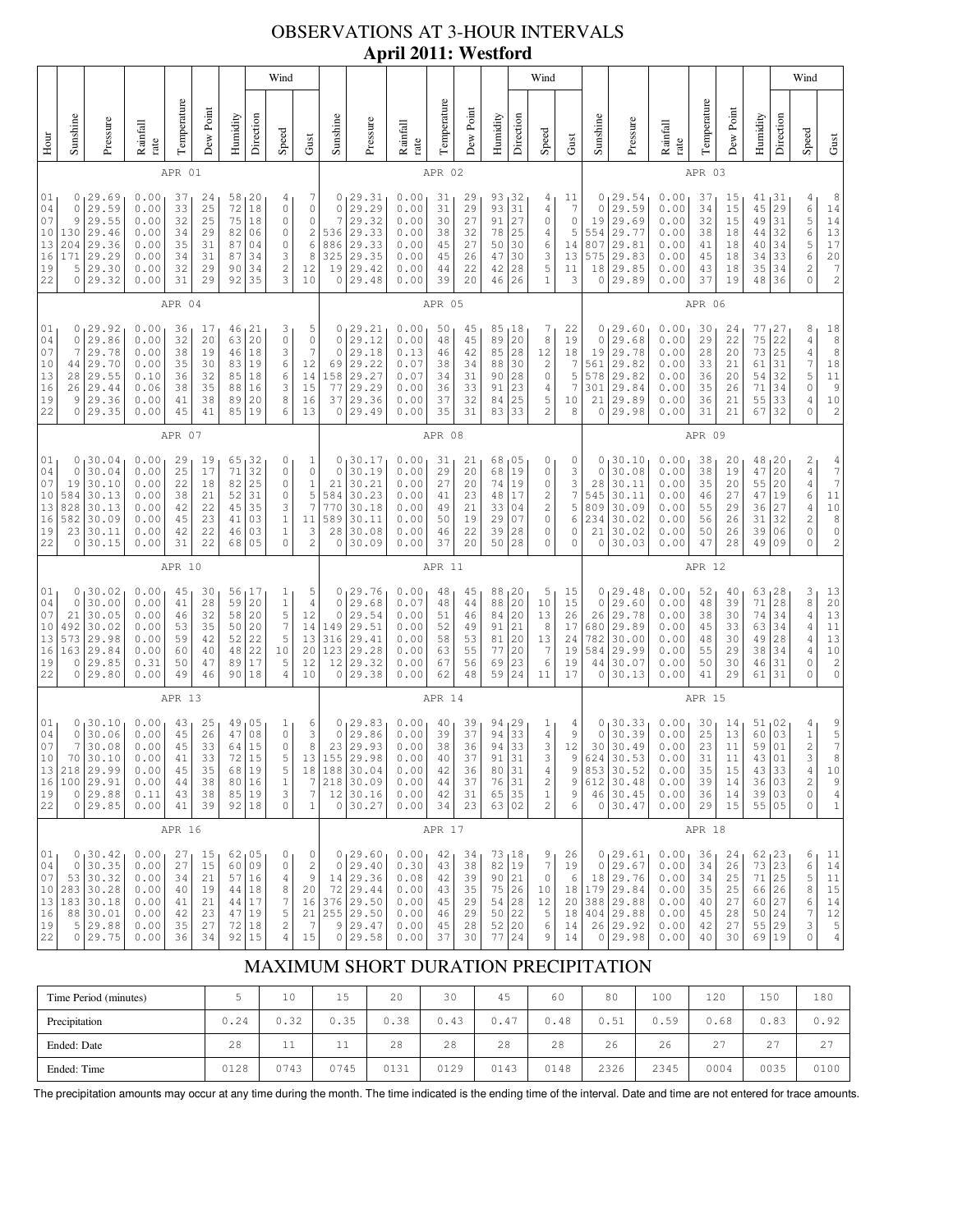# OBSERVATIONS AT 3-HOUR INTERVALS
## April 2011: Westford

### APR 01

| Hour | Sunshine | Pressure | Rainfall rate | Temperature | Dew Point | Humidity | Wind Direction | Wind Speed | Wind Gust |
|---|---|---|---|---|---|---|---|---|---|
| 01 | 0 | 29.69 | 0.00 | 37 | 24 | 58 | 20 | 4 | 7 |
| 04 | 0 | 29.59 | 0.00 | 33 | 25 | 72 | 18 | 0 | 0 |
| 07 | 9 | 29.55 | 0.00 | 32 | 25 | 75 | 18 | 0 | 0 |
| 10 | 130 | 29.46 | 0.00 | 34 | 29 | 82 | 06 | 0 | 2 |
| 13 | 204 | 29.36 | 0.00 | 35 | 31 | 87 | 04 | 0 | 6 |
| 16 | 171 | 29.29 | 0.00 | 34 | 31 | 87 | 34 | 3 | 8 |
| 19 | 5 | 29.30 | 0.00 | 32 | 29 | 90 | 34 | 2 | 12 |
| 22 | 0 | 29.32 | 0.00 | 31 | 29 | 92 | 35 | 3 | 10 |

### APR 02

| Hour | Sunshine | Pressure | Rainfall rate | Temperature | Dew Point | Humidity | Wind Direction | Wind Speed | Wind Gust |
|---|---|---|---|---|---|---|---|---|---|
| 01 | 0 | 29.31 | 0.00 | 31 | 29 | 93 | 32 | 4 | 11 |
| 04 | 0 | 29.29 | 0.00 | 31 | 29 | 93 | 31 | 4 | 7 |
| 07 | 7 | 29.32 | 0.00 | 30 | 27 | 91 | 27 | 0 | 0 |
| 10 | 536 | 29.33 | 0.00 | 38 | 32 | 78 | 25 | 4 | 5 |
| 13 | 886 | 29.33 | 0.00 | 45 | 27 | 50 | 30 | 6 | 14 |
| 16 | 325 | 29.35 | 0.00 | 45 | 26 | 47 | 30 | 3 | 13 |
| 19 | 19 | 29.42 | 0.00 | 44 | 22 | 42 | 28 | 5 | 11 |
| 22 | 0 | 29.48 | 0.00 | 39 | 20 | 46 | 26 | 1 | 3 |

### APR 03

| Hour | Sunshine | Pressure | Rainfall rate | Temperature | Dew Point | Humidity | Wind Direction | Wind Speed | Wind Gust |
|---|---|---|---|---|---|---|---|---|---|
| 01 | 0 | 29.54 | 0.00 | 37 | 15 | 41 | 31 | 4 | 8 |
| 04 | 0 | 29.59 | 0.00 | 34 | 15 | 45 | 29 | 6 | 14 |
| 07 | 19 | 29.69 | 0.00 | 32 | 15 | 49 | 31 | 5 | 14 |
| 10 | 554 | 29.77 | 0.00 | 38 | 18 | 44 | 32 | 6 | 13 |
| 13 | 807 | 29.81 | 0.00 | 41 | 18 | 40 | 34 | 5 | 17 |
| 16 | 575 | 29.83 | 0.00 | 45 | 18 | 34 | 33 | 6 | 20 |
| 19 | 18 | 29.85 | 0.00 | 43 | 18 | 35 | 34 | 2 | 7 |
| 22 | 0 | 29.89 | 0.00 | 37 | 19 | 48 | 36 | 0 | 2 |

### APR 04

| Hour | Sunshine | Pressure | Rainfall rate | Temperature | Dew Point | Humidity | Wind Direction | Wind Speed | Wind Gust |
|---|---|---|---|---|---|---|---|---|---|
| 01 | 0 | 29.92 | 0.00 | 36 | 17 | 46 | 21 | 3 | 5 |
| 04 | 0 | 29.86 | 0.00 | 32 | 20 | 63 | 20 | 0 | 0 |
| 07 | 7 | 29.78 | 0.00 | 38 | 19 | 46 | 18 | 3 | 7 |
| 10 | 44 | 29.70 | 0.00 | 35 | 30 | 83 | 19 | 6 | 12 |
| 13 | 28 | 29.55 | 0.10 | 36 | 32 | 85 | 18 | 6 | 14 |
| 16 | 26 | 29.44 | 0.06 | 38 | 35 | 88 | 16 | 3 | 15 |
| 19 | 9 | 29.36 | 0.00 | 41 | 38 | 89 | 20 | 8 | 16 |
| 22 | 0 | 29.35 | 0.00 | 45 | 41 | 85 | 19 | 6 | 13 |

### APR 05

| Hour | Sunshine | Pressure | Rainfall rate | Temperature | Dew Point | Humidity | Wind Direction | Wind Speed | Wind Gust |
|---|---|---|---|---|---|---|---|---|---|
| 01 | 0 | 29.21 | 0.00 | 50 | 45 | 85 | 18 | 7 | 22 |
| 04 | 0 | 29.12 | 0.00 | 48 | 45 | 89 | 20 | 8 | 19 |
| 07 | 0 | 29.18 | 0.13 | 46 | 42 | 85 | 28 | 12 | 18 |
| 10 | 69 | 29.22 | 0.07 | 38 | 34 | 88 | 30 | 2 | 7 |
| 13 | 158 | 29.27 | 0.07 | 34 | 31 | 90 | 28 | 0 | 5 |
| 16 | 77 | 29.29 | 0.00 | 36 | 33 | 91 | 23 | 4 | 7 |
| 19 | 37 | 29.36 | 0.00 | 37 | 32 | 84 | 25 | 5 | 10 |
| 22 | 0 | 29.49 | 0.00 | 35 | 31 | 83 | 33 | 2 | 8 |

### APR 06

| Hour | Sunshine | Pressure | Rainfall rate | Temperature | Dew Point | Humidity | Wind Direction | Wind Speed | Wind Gust |
|---|---|---|---|---|---|---|---|---|---|
| 01 | 0 | 29.60 | 0.00 | 30 | 24 | 77 | 27 | 8 | 18 |
| 04 | 0 | 29.68 | 0.00 | 29 | 22 | 75 | 22 | 4 | 8 |
| 07 | 19 | 29.78 | 0.00 | 28 | 20 | 73 | 25 | 4 | 8 |
| 10 | 561 | 29.82 | 0.00 | 33 | 21 | 61 | 31 | 7 | 18 |
| 13 | 578 | 29.82 | 0.00 | 36 | 20 | 54 | 32 | 5 | 11 |
| 16 | 301 | 29.84 | 0.00 | 35 | 26 | 71 | 34 | 0 | 9 |
| 19 | 21 | 29.89 | 0.00 | 36 | 21 | 55 | 33 | 4 | 10 |
| 22 | 0 | 29.98 | 0.00 | 31 | 21 | 67 | 32 | 0 | 2 |

### APR 07

| Hour | Sunshine | Pressure | Rainfall rate | Temperature | Dew Point | Humidity | Wind Direction | Wind Speed | Wind Gust |
|---|---|---|---|---|---|---|---|---|---|
| 01 | 0 | 30.04 | 0.00 | 29 | 19 | 65 | 32 | 0 | 1 |
| 04 | 0 | 30.04 | 0.00 | 25 | 17 | 71 | 32 | 0 | 0 |
| 07 | 19 | 30.10 | 0.00 | 22 | 18 | 82 | 25 | 0 | 1 |
| 10 | 584 | 30.13 | 0.00 | 38 | 21 | 52 | 31 | 0 | 5 |
| 13 | 828 | 30.13 | 0.00 | 42 | 22 | 45 | 35 | 3 | 7 |
| 16 | 582 | 30.09 | 0.00 | 45 | 23 | 41 | 03 | 1 | 11 |
| 19 | 23 | 30.11 | 0.00 | 42 | 22 | 46 | 03 | 1 | 3 |
| 22 | 0 | 30.15 | 0.00 | 31 | 22 | 68 | 05 | 0 | 2 |

### APR 08

| Hour | Sunshine | Pressure | Rainfall rate | Temperature | Dew Point | Humidity | Wind Direction | Wind Speed | Wind Gust |
|---|---|---|---|---|---|---|---|---|---|
| 01 | 0 | 30.17 | 0.00 | 31 | 21 | 68 | 05 | 0 | 0 |
| 04 | 0 | 30.19 | 0.00 | 29 | 20 | 68 | 19 | 0 | 3 |
| 07 | 21 | 30.21 | 0.00 | 27 | 20 | 74 | 19 | 0 | 3 |
| 10 | 584 | 30.23 | 0.00 | 41 | 23 | 48 | 17 | 2 | 7 |
| 13 | 770 | 30.18 | 0.00 | 49 | 21 | 33 | 04 | 2 | 5 |
| 16 | 589 | 30.11 | 0.00 | 50 | 19 | 29 | 07 | 0 | 6 |
| 19 | 28 | 30.08 | 0.00 | 46 | 22 | 39 | 28 | 0 | 0 |
| 22 | 0 | 30.09 | 0.00 | 37 | 20 | 50 | 28 | 0 | 0 |

### APR 09

| Hour | Sunshine | Pressure | Rainfall rate | Temperature | Dew Point | Humidity | Wind Direction | Wind Speed | Wind Gust |
|---|---|---|---|---|---|---|---|---|---|
| 01 | 0 | 30.10 | 0.00 | 38 | 20 | 48 | 20 | 2 | 4 |
| 04 | 0 | 30.08 | 0.00 | 38 | 19 | 47 | 20 | 4 | 7 |
| 07 | 28 | 30.11 | 0.00 | 35 | 20 | 55 | 20 | 4 | 7 |
| 10 | 545 | 30.11 | 0.00 | 46 | 27 | 47 | 19 | 6 | 11 |
| 13 | 809 | 30.09 | 0.00 | 55 | 29 | 36 | 27 | 4 | 10 |
| 16 | 234 | 30.02 | 0.00 | 56 | 26 | 31 | 32 | 2 | 8 |
| 19 | 21 | 30.02 | 0.00 | 50 | 26 | 39 | 06 | 0 | 0 |
| 22 | 0 | 30.03 | 0.00 | 47 | 28 | 49 | 09 | 0 | 2 |

### APR 10

| Hour | Sunshine | Pressure | Rainfall rate | Temperature | Dew Point | Humidity | Wind Direction | Wind Speed | Wind Gust |
|---|---|---|---|---|---|---|---|---|---|
| 01 | 0 | 30.02 | 0.00 | 45 | 30 | 56 | 17 | 1 | 5 |
| 04 | 0 | 30.00 | 0.00 | 41 | 28 | 59 | 20 | 1 | 4 |
| 07 | 21 | 30.05 | 0.00 | 46 | 32 | 58 | 20 | 5 | 12 |
| 10 | 492 | 30.02 | 0.00 | 53 | 35 | 50 | 20 | 7 | 14 |
| 13 | 573 | 29.98 | 0.00 | 59 | 42 | 52 | 22 | 5 | 13 |
| 16 | 163 | 29.84 | 0.00 | 60 | 40 | 48 | 22 | 10 | 20 |
| 19 | 0 | 29.85 | 0.31 | 50 | 47 | 89 | 17 | 5 | 12 |
| 22 | 0 | 29.80 | 0.00 | 49 | 46 | 90 | 18 | 4 | 10 |

### APR 11

| Hour | Sunshine | Pressure | Rainfall rate | Temperature | Dew Point | Humidity | Wind Direction | Wind Speed | Wind Gust |
|---|---|---|---|---|---|---|---|---|---|
| 01 | 0 | 29.76 | 0.00 | 48 | 45 | 88 | 20 | 5 | 15 |
| 04 | 0 | 29.68 | 0.07 | 48 | 44 | 88 | 20 | 10 | 15 |
| 07 | 0 | 29.54 | 0.00 | 51 | 46 | 84 | 20 | 13 | 26 |
| 10 | 149 | 29.51 | 0.00 | 52 | 49 | 91 | 21 | 8 | 17 |
| 13 | 316 | 29.41 | 0.00 | 58 | 53 | 81 | 20 | 13 | 24 |
| 16 | 123 | 29.28 | 0.00 | 63 | 55 | 77 | 20 | 7 | 19 |
| 19 | 12 | 29.32 | 0.00 | 67 | 56 | 69 | 23 | 6 | 19 |
| 22 | 0 | 29.38 | 0.00 | 62 | 48 | 59 | 24 | 11 | 17 |

### APR 12

| Hour | Sunshine | Pressure | Rainfall rate | Temperature | Dew Point | Humidity | Wind Direction | Wind Speed | Wind Gust |
|---|---|---|---|---|---|---|---|---|---|
| 01 | 0 | 29.48 | 0.00 | 52 | 40 | 63 | 28 | 3 | 13 |
| 04 | 0 | 29.60 | 0.00 | 48 | 39 | 71 | 28 | 8 | 20 |
| 07 | 26 | 29.78 | 0.00 | 38 | 30 | 74 | 34 | 4 | 13 |
| 10 | 680 | 29.89 | 0.00 | 45 | 33 | 63 | 34 | 4 | 11 |
| 13 | 782 | 30.00 | 0.00 | 48 | 30 | 49 | 28 | 4 | 13 |
| 16 | 584 | 29.99 | 0.00 | 55 | 29 | 38 | 34 | 4 | 10 |
| 19 | 44 | 30.07 | 0.00 | 50 | 30 | 46 | 31 | 0 | 2 |
| 22 | 0 | 30.13 | 0.00 | 41 | 29 | 61 | 31 | 0 | 0 |

### APR 13

| Hour | Sunshine | Pressure | Rainfall rate | Temperature | Dew Point | Humidity | Wind Direction | Wind Speed | Wind Gust |
|---|---|---|---|---|---|---|---|---|---|
| 01 | 0 | 30.10 | 0.00 | 43 | 25 | 49 | 05 | 1 | 6 |
| 04 | 0 | 30.06 | 0.00 | 45 | 26 | 47 | 08 | 0 | 3 |
| 07 | 7 | 30.08 | 0.00 | 45 | 33 | 64 | 15 | 0 | 8 |
| 10 | 70 | 30.10 | 0.00 | 41 | 33 | 72 | 15 | 5 | 13 |
| 13 | 218 | 29.99 | 0.00 | 45 | 35 | 68 | 19 | 5 | 18 |
| 16 | 100 | 29.91 | 0.00 | 44 | 38 | 80 | 16 | 1 | 7 |
| 19 | 0 | 29.88 | 0.11 | 43 | 38 | 85 | 19 | 3 | 7 |
| 22 | 0 | 29.85 | 0.00 | 41 | 39 | 92 | 18 | 0 | 1 |

### APR 14

| Hour | Sunshine | Pressure | Rainfall rate | Temperature | Dew Point | Humidity | Wind Direction | Wind Speed | Wind Gust |
|---|---|---|---|---|---|---|---|---|---|
| 01 | 0 | 29.83 | 0.00 | 40 | 39 | 94 | 29 | 1 | 4 |
| 04 | 0 | 29.86 | 0.00 | 39 | 37 | 94 | 33 | 4 | 9 |
| 07 | 23 | 29.93 | 0.00 | 38 | 36 | 94 | 33 | 3 | 12 |
| 10 | 155 | 29.98 | 0.00 | 40 | 37 | 91 | 31 | 3 | 9 |
| 13 | 188 | 30.04 | 0.00 | 42 | 36 | 80 | 31 | 4 | 9 |
| 16 | 218 | 30.09 | 0.00 | 44 | 37 | 76 | 31 | 2 | 9 |
| 19 | 12 | 30.16 | 0.00 | 42 | 31 | 65 | 35 | 1 | 9 |
| 22 | 0 | 30.27 | 0.00 | 34 | 23 | 63 | 02 | 2 | 6 |

### APR 15

| Hour | Sunshine | Pressure | Rainfall rate | Temperature | Dew Point | Humidity | Wind Direction | Wind Speed | Wind Gust |
|---|---|---|---|---|---|---|---|---|---|
| 01 | 0 | 30.33 | 0.00 | 30 | 14 | 51 | 02 | 4 | 9 |
| 04 | 0 | 30.39 | 0.00 | 25 | 13 | 60 | 03 | 1 | 5 |
| 07 | 30 | 30.49 | 0.00 | 23 | 11 | 59 | 01 | 2 | 7 |
| 10 | 624 | 30.53 | 0.00 | 31 | 11 | 43 | 01 | 3 | 8 |
| 13 | 853 | 30.52 | 0.00 | 35 | 15 | 43 | 33 | 4 | 10 |
| 16 | 612 | 30.48 | 0.00 | 39 | 14 | 36 | 03 | 2 | 9 |
| 19 | 46 | 30.45 | 0.00 | 36 | 14 | 39 | 03 | 0 | 4 |
| 22 | 0 | 30.47 | 0.00 | 29 | 15 | 55 | 05 | 0 | 1 |

### APR 16

| Hour | Sunshine | Pressure | Rainfall rate | Temperature | Dew Point | Humidity | Wind Direction | Wind Speed | Wind Gust |
|---|---|---|---|---|---|---|---|---|---|
| 01 | 0 | 30.42 | 0.00 | 27 | 15 | 62 | 05 | 0 | 0 |
| 04 | 0 | 30.35 | 0.00 | 27 | 15 | 60 | 09 | 0 | 2 |
| 07 | 53 | 30.32 | 0.00 | 34 | 21 | 57 | 16 | 4 | 9 |
| 10 | 283 | 30.28 | 0.00 | 40 | 19 | 44 | 18 | 8 | 20 |
| 13 | 183 | 30.18 | 0.00 | 41 | 21 | 44 | 17 | 7 | 16 |
| 16 | 88 | 30.01 | 0.00 | 42 | 23 | 47 | 19 | 5 | 21 |
| 19 | 5 | 29.88 | 0.00 | 35 | 27 | 72 | 18 | 2 | 7 |
| 22 | 0 | 29.75 | 0.00 | 36 | 34 | 92 | 15 | 4 | 15 |

### APR 17

| Hour | Sunshine | Pressure | Rainfall rate | Temperature | Dew Point | Humidity | Wind Direction | Wind Speed | Wind Gust |
|---|---|---|---|---|---|---|---|---|---|
| 01 | 0 | 29.60 | 0.00 | 42 | 34 | 73 | 18 | 9 | 26 |
| 04 | 0 | 29.40 | 0.30 | 43 | 38 | 82 | 19 | 7 | 19 |
| 07 | 14 | 29.36 | 0.08 | 42 | 39 | 90 | 21 | 0 | 6 |
| 10 | 72 | 29.44 | 0.00 | 43 | 35 | 75 | 26 | 10 | 18 |
| 13 | 376 | 29.50 | 0.00 | 45 | 29 | 54 | 28 | 12 | 20 |
| 16 | 255 | 29.50 | 0.00 | 46 | 29 | 50 | 22 | 5 | 18 |
| 19 | 9 | 29.47 | 0.00 | 45 | 28 | 52 | 20 | 6 | 14 |
| 22 | 0 | 29.58 | 0.00 | 37 | 30 | 77 | 24 | 9 | 14 |

### APR 18

| Hour | Sunshine | Pressure | Rainfall rate | Temperature | Dew Point | Humidity | Wind Direction | Wind Speed | Wind Gust |
|---|---|---|---|---|---|---|---|---|---|
| 01 | 0 | 29.61 | 0.00 | 36 | 24 | 62 | 23 | 6 | 11 |
| 04 | 0 | 29.67 | 0.00 | 34 | 26 | 73 | 23 | 6 | 14 |
| 07 | 18 | 29.76 | 0.00 | 34 | 25 | 71 | 25 | 5 | 11 |
| 10 | 179 | 29.84 | 0.00 | 35 | 25 | 66 | 26 | 8 | 15 |
| 13 | 388 | 29.88 | 0.00 | 40 | 27 | 60 | 27 | 6 | 14 |
| 16 | 404 | 29.88 | 0.00 | 45 | 28 | 50 | 24 | 7 | 12 |
| 19 | 26 | 29.92 | 0.00 | 42 | 27 | 55 | 29 | 3 | 5 |
| 22 | 0 | 29.98 | 0.00 | 40 | 30 | 69 | 19 | 0 | 4 |

## MAXIMUM SHORT DURATION PRECIPITATION

| Time Period (minutes) | 5 | 10 | 15 | 20 | 30 | 45 | 60 | 80 | 100 | 120 | 150 | 180 |
|---|---|---|---|---|---|---|---|---|---|---|---|---|
| Precipitation | 0.24 | 0.32 | 0.35 | 0.38 | 0.43 | 0.47 | 0.48 | 0.51 | 0.59 | 0.68 | 0.83 | 0.92 |
| Ended: Date | 28 | 11 | 11 | 28 | 28 | 28 | 28 | 26 | 26 | 27 | 27 | 27 |
| Ended: Time | 0128 | 0743 | 0745 | 0131 | 0129 | 0143 | 0148 | 2326 | 2345 | 0004 | 0035 | 0100 |

The precipitation amounts may occur at any time during the month. The time indicated is the ending time of the interval. Date and time are not entered for trace amounts.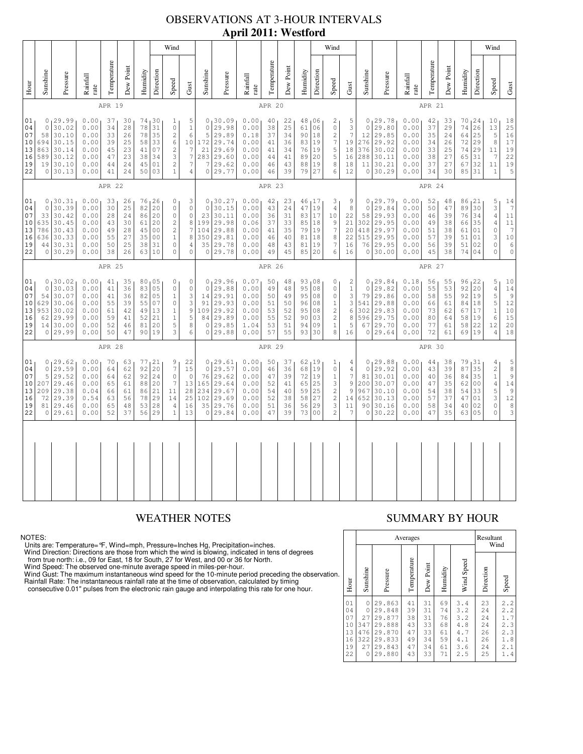# OBSERVATIONS AT 3-HOUR INTERVALS

## April 2011: Westford

### APR 19

| Hour | Sunshine | Pressure | Rainfall rate | Temperature | Dew Point | Humidity | Wind Direction | Wind Speed | Wind Gust |
|---|---|---|---|---|---|---|---|---|---|
| 01 | 0 | 29.99 | 0.00 | 37 | 30 | 74 | 30 | 1 | 5 |
| 04 | 0 | 30.02 | 0.00 | 34 | 28 | 78 | 31 | 0 | 1 |
| 07 | 58 | 30.10 | 0.00 | 33 | 26 | 78 | 35 | 2 | 6 |
| 10 | 694 | 30.15 | 0.00 | 39 | 25 | 58 | 33 | 6 | 10 |
| 13 | 863 | 30.14 | 0.00 | 45 | 23 | 41 | 07 | 2 | 7 |
| 16 | 589 | 30.12 | 0.00 | 47 | 23 | 38 | 34 | 3 | 7 |
| 19 | 19 | 30.10 | 0.00 | 44 | 24 | 45 | 01 | 2 | 7 |
| 22 | 0 | 30.13 | 0.00 | 41 | 24 | 50 | 03 | 1 | 4 |

### APR 20

| Hour | Sunshine | Pressure | Rainfall rate | Temperature | Dew Point | Humidity | Wind Direction | Wind Speed | Wind Gust |
|---|---|---|---|---|---|---|---|---|---|
| 01 | 0 | 30.09 | 0.00 | 40 | 22 | 48 | 06 | 2 | 5 |
| 04 | 0 | 29.98 | 0.00 | 38 | 25 | 61 | 06 | 0 | 3 |
| 07 | 5 | 29.89 | 0.18 | 37 | 34 | 90 | 18 | 2 | 7 |
| 10 | 172 | 29.74 | 0.00 | 41 | 36 | 83 | 19 | 7 | 19 |
| 13 | 21 | 29.69 | 0.00 | 41 | 34 | 76 | 19 | 5 | 18 |
| 16 | 283 | 29.60 | 0.00 | 44 | 41 | 89 | 20 | 5 | 16 |
| 19 | 7 | 29.62 | 0.00 | 46 | 43 | 88 | 19 | 8 | 18 |
| 22 | 0 | 29.77 | 0.00 | 46 | 39 | 79 | 27 | 6 | 12 |

### APR 21

| Hour | Sunshine | Pressure | Rainfall rate | Temperature | Dew Point | Humidity | Wind Direction | Wind Speed | Wind Gust |
|---|---|---|---|---|---|---|---|---|---|
| 01 | 0 | 29.78 | 0.00 | 42 | 33 | 70 | 24 | 10 | 18 |
| 04 | 0 | 29.80 | 0.00 | 37 | 29 | 74 | 26 | 13 | 25 |
| 07 | 12 | 29.85 | 0.00 | 35 | 24 | 64 | 25 | 5 | 16 |
| 10 | 276 | 29.92 | 0.00 | 34 | 26 | 72 | 29 | 8 | 17 |
| 13 | 376 | 30.02 | 0.00 | 33 | 25 | 74 | 29 | 11 | 19 |
| 16 | 288 | 30.11 | 0.00 | 38 | 27 | 65 | 31 | 7 | 22 |
| 19 | 11 | 30.21 | 0.00 | 37 | 27 | 67 | 32 | 11 | 19 |
| 22 | 0 | 30.29 | 0.00 | 34 | 30 | 85 | 31 | 1 | 5 |

### APR 22

| Hour | Sunshine | Pressure | Rainfall rate | Temperature | Dew Point | Humidity | Wind Direction | Wind Speed | Wind Gust |
|---|---|---|---|---|---|---|---|---|---|
| 01 | 0 | 30.31 | 0.00 | 33 | 26 | 76 | 26 | 0 | 3 |
| 04 | 0 | 30.39 | 0.00 | 30 | 25 | 82 | 20 | 0 | 0 |
| 07 | 33 | 30.42 | 0.00 | 28 | 24 | 86 | 20 | 0 | 0 |
| 10 | 635 | 30.45 | 0.00 | 43 | 30 | 61 | 20 | 2 | 8 |
| 13 | 786 | 30.43 | 0.00 | 49 | 28 | 45 | 00 | 2 | 7 |
| 16 | 636 | 30.33 | 0.00 | 55 | 27 | 35 | 00 | 1 | 8 |
| 19 | 44 | 30.31 | 0.00 | 50 | 25 | 38 | 31 | 0 | 4 |
| 22 | 0 | 30.29 | 0.00 | 38 | 26 | 63 | 10 | 0 | 0 |

### APR 23

| Hour | Sunshine | Pressure | Rainfall rate | Temperature | Dew Point | Humidity | Wind Direction | Wind Speed | Wind Gust |
|---|---|---|---|---|---|---|---|---|---|
| 01 | 0 | 30.27 | 0.00 | 42 | 23 | 46 | 17 | 3 | 9 |
| 04 | 0 | 30.15 | 0.00 | 43 | 24 | 47 | 19 | 4 | 8 |
| 07 | 23 | 30.11 | 0.00 | 36 | 31 | 83 | 17 | 10 | 22 |
| 10 | 199 | 29.98 | 0.06 | 37 | 33 | 85 | 18 | 9 | 21 |
| 13 | 104 | 29.88 | 0.00 | 41 | 35 | 79 | 19 | 7 | 20 |
| 16 | 350 | 29.81 | 0.00 | 46 | 40 | 81 | 18 | 8 | 22 |
| 19 | 35 | 29.78 | 0.00 | 48 | 43 | 81 | 19 | 7 | 16 |
| 22 | 0 | 29.78 | 0.00 | 49 | 45 | 85 | 20 | 6 | 16 |

### APR 24

| Hour | Sunshine | Pressure | Rainfall rate | Temperature | Dew Point | Humidity | Wind Direction | Wind Speed | Wind Gust |
|---|---|---|---|---|---|---|---|---|---|
| 01 | 0 | 29.79 | 0.00 | 52 | 48 | 86 | 21 | 5 | 14 |
| 04 | 0 | 29.84 | 0.00 | 50 | 47 | 89 | 30 | 3 | 7 |
| 07 | 58 | 29.93 | 0.00 | 46 | 39 | 76 | 34 | 4 | 11 |
| 10 | 302 | 29.95 | 0.00 | 49 | 38 | 66 | 35 | 4 | 11 |
| 13 | 418 | 29.97 | 0.00 | 51 | 38 | 61 | 01 | 0 | 7 |
| 16 | 515 | 29.95 | 0.00 | 57 | 39 | 51 | 01 | 3 | 10 |
| 19 | 76 | 29.95 | 0.00 | 56 | 39 | 51 | 02 | 0 | 6 |
| 22 | 0 | 30.00 | 0.00 | 45 | 38 | 74 | 04 | 0 | 0 |

### APR 25

| Hour | Sunshine | Pressure | Rainfall rate | Temperature | Dew Point | Humidity | Wind Direction | Wind Speed | Wind Gust |
|---|---|---|---|---|---|---|---|---|---|
| 01 | 0 | 30.02 | 0.00 | 41 | 35 | 80 | 05 | 0 | 0 |
| 04 | 0 | 30.03 | 0.00 | 41 | 36 | 83 | 05 | 0 | 0 |
| 07 | 54 | 30.07 | 0.00 | 41 | 36 | 82 | 05 | 1 | 3 |
| 10 | 629 | 30.06 | 0.00 | 55 | 39 | 55 | 07 | 0 | 3 |
| 13 | 953 | 30.02 | 0.00 | 61 | 42 | 49 | 13 | 1 | 9 |
| 16 | 62 | 29.99 | 0.00 | 59 | 41 | 52 | 21 | 1 | 5 |
| 19 | 14 | 30.00 | 0.00 | 52 | 46 | 81 | 20 | 5 | 8 |
| 22 | 0 | 29.99 | 0.00 | 50 | 47 | 90 | 19 | 3 | 6 |

### APR 26

| Hour | Sunshine | Pressure | Rainfall rate | Temperature | Dew Point | Humidity | Wind Direction | Wind Speed | Wind Gust |
|---|---|---|---|---|---|---|---|---|---|
| 01 | 0 | 29.96 | 0.07 | 50 | 48 | 93 | 08 | 0 | 2 |
| 04 | 0 | 29.88 | 0.00 | 49 | 48 | 95 | 08 | 0 | 1 |
| 07 | 14 | 29.91 | 0.00 | 50 | 49 | 95 | 08 | 0 | 3 |
| 10 | 91 | 29.93 | 0.00 | 51 | 50 | 96 | 08 | 1 | 3 |
| 13 | 109 | 29.92 | 0.00 | 53 | 52 | 95 | 08 | 2 | 6 |
| 16 | 84 | 29.89 | 0.00 | 55 | 52 | 90 | 03 | 2 | 8 |
| 19 | 0 | 29.85 | 1.04 | 53 | 51 | 94 | 09 | 1 | 5 |
| 22 | 0 | 29.88 | 0.00 | 57 | 55 | 93 | 30 | 8 | 16 |

### APR 27

| Hour | Sunshine | Pressure | Rainfall rate | Temperature | Dew Point | Humidity | Wind Direction | Wind Speed | Wind Gust |
|---|---|---|---|---|---|---|---|---|---|
| 01 | 0 | 29.84 | 0.18 | 56 | 55 | 96 | 22 | 5 | 10 |
| 04 | 0 | 29.82 | 0.00 | 55 | 53 | 92 | 20 | 4 | 14 |
| 07 | 79 | 29.86 | 0.00 | 58 | 55 | 92 | 19 | 5 | 9 |
| 10 | 541 | 29.88 | 0.00 | 66 | 61 | 84 | 18 | 5 | 12 |
| 13 | 302 | 29.83 | 0.00 | 73 | 62 | 67 | 17 | 1 | 10 |
| 16 | 596 | 29.75 | 0.00 | 80 | 64 | 58 | 19 | 6 | 15 |
| 19 | 67 | 29.70 | 0.00 | 77 | 61 | 58 | 22 | 12 | 20 |
| 22 | 0 | 29.64 | 0.00 | 72 | 61 | 69 | 19 | 4 | 18 |

### APR 28

| Hour | Sunshine | Pressure | Rainfall rate | Temperature | Dew Point | Humidity | Wind Direction | Wind Speed | Wind Gust |
|---|---|---|---|---|---|---|---|---|---|
| 01 | 0 | 29.62 | 0.00 | 70 | 63 | 77 | 21 | 9 | 22 |
| 04 | 0 | 29.59 | 0.00 | 64 | 62 | 92 | 20 | 7 | 15 |
| 07 | 5 | 29.52 | 0.00 | 64 | 62 | 92 | 24 | 0 | 0 |
| 10 | 207 | 29.46 | 0.00 | 65 | 61 | 88 | 20 | 7 | 13 |
| 13 | 209 | 29.38 | 0.04 | 66 | 61 | 86 | 21 | 11 | 28 |
| 16 | 72 | 29.39 | 0.54 | 63 | 56 | 78 | 29 | 14 | 25 |
| 19 | 81 | 29.46 | 0.00 | 65 | 48 | 53 | 28 | 4 | 16 |
| 22 | 0 | 29.61 | 0.00 | 52 | 37 | 56 | 29 | 1 | 13 |

### APR 29

| Hour | Sunshine | Pressure | Rainfall rate | Temperature | Dew Point | Humidity | Wind Direction | Wind Speed | Wind Gust |
|---|---|---|---|---|---|---|---|---|---|
| 01 | 0 | 29.61 | 0.00 | 50 | 37 | 62 | 19 | 1 | 4 |
| 04 | 0 | 29.57 | 0.00 | 46 | 36 | 68 | 19 | 0 | 4 |
| 07 | 76 | 29.62 | 0.00 | 47 | 39 | 72 | 19 | 1 | 7 |
| 10 | 165 | 29.64 | 0.00 | 52 | 41 | 65 | 25 | 3 | 9 |
| 13 | 234 | 29.67 | 0.00 | 54 | 40 | 59 | 25 | 2 | 9 |
| 16 | 102 | 29.69 | 0.00 | 52 | 38 | 58 | 27 | 2 | 14 |
| 19 | 35 | 29.76 | 0.00 | 51 | 36 | 56 | 29 | 3 | 11 |
| 22 | 0 | 29.84 | 0.00 | 47 | 39 | 73 | 00 | 2 | 7 |

### APR 30

| Hour | Sunshine | Pressure | Rainfall rate | Temperature | Dew Point | Humidity | Wind Direction | Wind Speed | Wind Gust |
|---|---|---|---|---|---|---|---|---|---|
| 01 | 0 | 29.88 | 0.00 | 44 | 38 | 79 | 31 | 4 | 5 |
| 04 | 0 | 29.92 | 0.00 | 43 | 39 | 87 | 35 | 2 | 8 |
| 07 | 81 | 30.01 | 0.00 | 40 | 36 | 84 | 35 | 1 | 9 |
| 10 | 200 | 30.07 | 0.00 | 47 | 35 | 62 | 00 | 4 | 14 |
| 13 | 967 | 30.10 | 0.00 | 54 | 38 | 54 | 33 | 5 | 9 |
| 16 | 652 | 30.13 | 0.00 | 57 | 37 | 47 | 01 | 3 | 12 |
| 19 | 90 | 30.16 | 0.00 | 58 | 34 | 40 | 02 | 0 | 8 |
| 22 | 0 | 30.22 | 0.00 | 47 | 35 | 63 | 05 | 0 | 3 |

## WEATHER NOTES

NOTES:
Units are: Temperature=°F, Wind=mph, Pressure=Inches Hg, Precipitation=inches.
Wind Direction: Directions are those from which the wind is blowing, indicated in tens of degrees from true north: i.e., 09 for East, 18 for South, 27 for West, and 00 or 36 for North.
Wind Speed: The observed one-minute average speed in miles-per-hour.
Wind Gust: The maximum instantaneous wind speed for the 10-minute period preceding the observation.
Rainfall Rate: The instantaneous rainfall rate at the time of observation, calculated by timing consecutive 0.01" pulses from the electronic rain gauge and interpolating this rate for one hour.

## SUMMARY BY HOUR

| Hour | Averages | | | | | | Resultant Wind | |
|---|---|---|---|---|---|---|---|---|
| | Sunshine | Pressure | Temperature | Dew Point | Humidity | Wind Speed | Direction | Speed |
| 01 | 0 | 29.863 | 41 | 31 | 69 | 3.4 | 23 | 2.2 |
| 04 | 0 | 29.848 | 39 | 31 | 74 | 3.2 | 24 | 2.2 |
| 07 | 27 | 29.877 | 38 | 31 | 76 | 3.2 | 24 | 1.7 |
| 10 | 347 | 29.888 | 43 | 33 | 68 | 4.8 | 24 | 2.3 |
| 13 | 476 | 29.870 | 47 | 33 | 61 | 4.7 | 26 | 2.3 |
| 16 | 322 | 29.833 | 49 | 34 | 59 | 4.1 | 26 | 1.8 |
| 19 | 27 | 29.843 | 47 | 34 | 61 | 3.6 | 24 | 2.1 |
| 22 | 0 | 29.880 | 43 | 33 | 71 | 2.5 | 25 | 1.4 |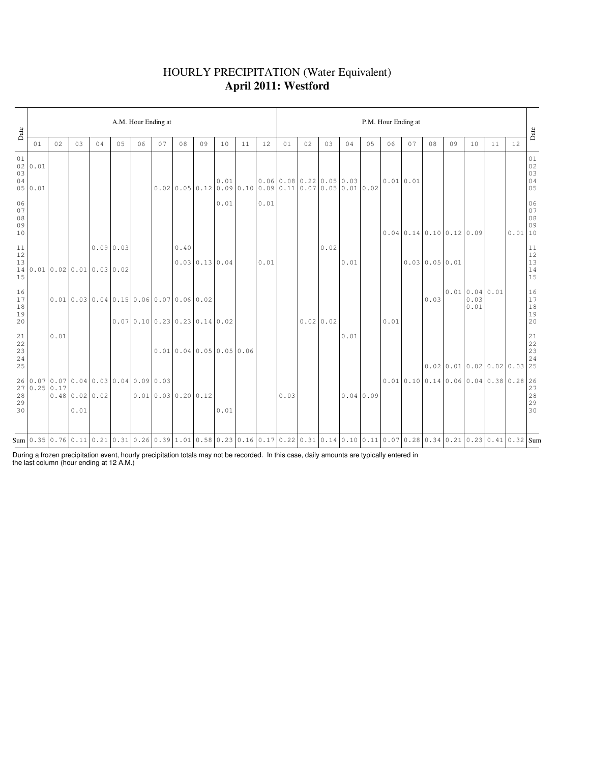# HOURLY PRECIPITATION (Water Equivalent)

## **April 2011: Westford**

| Date | A.M. Hour Ending at | | | | | | | | | | | | P.M. Hour Ending at | | | | | | | | | | | | Date |
|---|---|---|---|---|---|---|---|---|---|---|---|---|---|---|---|---|---|---|---|---|---|---|---|---|---|
| | 01 | 02 | 03 | 04 | 05 | 06 | 07 | 08 | 09 | 10 | 11 | 12 | 01 | 02 | 03 | 04 | 05 | 06 | 07 | 08 | 09 | 10 | 11 | 12 | |
| 01 | | | | | | | | | | | | | | | | | | | | | | | | | 01 |
| 02 | 0.01 | | | | | | | | | | | | | | | | | | | | | | | | 02 |
| 03 | | | | | | | | | | | | | | | | | | | | | | | | | 03 |
| 04 | | | | | | | | | | 0.01 | | 0.06 | 0.08 | 0.22 | 0.05 | 0.03 | | 0.01 | 0.01 | | | | | | 04 |
| 05 | 0.01 | | | | | | 0.02 | 0.05 | 0.12 | 0.09 | 0.10 | 0.09 | 0.11 | 0.07 | 0.05 | 0.01 | 0.02 | | | | | | | | 05 |
| 06 | | | | | | | | | | 0.01 | | 0.01 | | | | | | | | | | | | | 06 |
| 07 | | | | | | | | | | | | | | | | | | | | | | | | | 07 |
| 08 | | | | | | | | | | | | | | | | | | | | | | | | | 08 |
| 09 | | | | | | | | | | | | | | | | | | | | | | | | | 09 |
| 10 | | | | | | | | | | | | | | | | | | 0.04 | 0.14 | 0.10 | 0.12 | 0.09 | | 0.01 | 10 |
| 11 | | | | 0.09 | 0.03 | | | 0.40 | | | | | | | 0.02 | | | | | | | | | | 11 |
| 12 | | | | | | | | | | | | | | | | | | | | | | | | | 12 |
| 13 | | | | | | | | 0.03 | 0.13 | 0.04 | | 0.01 | | | | 0.01 | | | 0.03 | 0.05 | 0.01 | | | | 13 |
| 14 | 0.01 | 0.02 | 0.01 | 0.03 | 0.02 | | | | | | | | | | | | | | | | | | | | 14 |
| 15 | | | | | | | | | | | | | | | | | | | | | | | | | 15 |
| 16 | | | | | | | | | | | | | | | | | | | | | 0.01 | 0.04 | 0.01 | | 16 |
| 17 | | 0.01 | 0.03 | 0.04 | 0.15 | 0.06 | 0.07 | 0.06 | 0.02 | | | | | | | | | | | 0.03 | | 0.03 | | | 17 |
| 18 | | | | | | | | | | | | | | | | | | | | | | 0.01 | | | 18 |
| 19 | | | | | | | | | | | | | | | | | | | | | | | | | 19 |
| 20 | | | | | 0.07 | 0.10 | 0.23 | 0.23 | 0.14 | 0.02 | | | | 0.02 | 0.02 | | | 0.01 | | | | | | | 20 |
| 21 | | 0.01 | | | | | | | | | | | | | | 0.01 | | | | | | | | | 21 |
| 22 | | | | | | | | | | | | | | | | | | | | | | | | | 22 |
| 23 | | | | | | | 0.01 | 0.04 | 0.05 | 0.05 | 0.06 | | | | | | | | | | | | | | 23 |
| 24 | | | | | | | | | | | | | | | | | | | | | | | | | 24 |
| 25 | | | | | | | | | | | | | | | | | | | | 0.02 | 0.01 | 0.02 | 0.02 | 0.03 | 25 |
| 26 | 0.07 | 0.07 | 0.04 | 0.03 | 0.04 | 0.09 | 0.03 | | | | | | | | | | | 0.01 | 0.10 | 0.14 | 0.06 | 0.04 | 0.38 | 0.28 | 26 |
| 27 | 0.25 | 0.17 | | | | | | | | | | | | | | | | | | | | | | | 27 |
| 28 | | 0.48 | 0.02 | 0.02 | | 0.01 | 0.03 | 0.20 | 0.12 | | | | 0.03 | | | 0.04 | 0.09 | | | | | | | | 28 |
| 29 | | | | | | | | | | | | | | | | | | | | | | | | | 29 |
| 30 | | | 0.01 | | | | | | | 0.01 | | | | | | | | | | | | | | | 30 |
| Sum | 0.35 | 0.76 | 0.11 | 0.21 | 0.31 | 0.26 | 0.39 | 1.01 | 0.58 | 0.23 | 0.16 | 0.17 | 0.22 | 0.31 | 0.14 | 0.10 | 0.11 | 0.07 | 0.28 | 0.34 | 0.21 | 0.23 | 0.41 | 0.32 | Sum |

During a frozen precipitation event, hourly precipitation totals may not be recorded. In this case, daily amounts are typically entered in the last column (hour ending at 12 A.M.)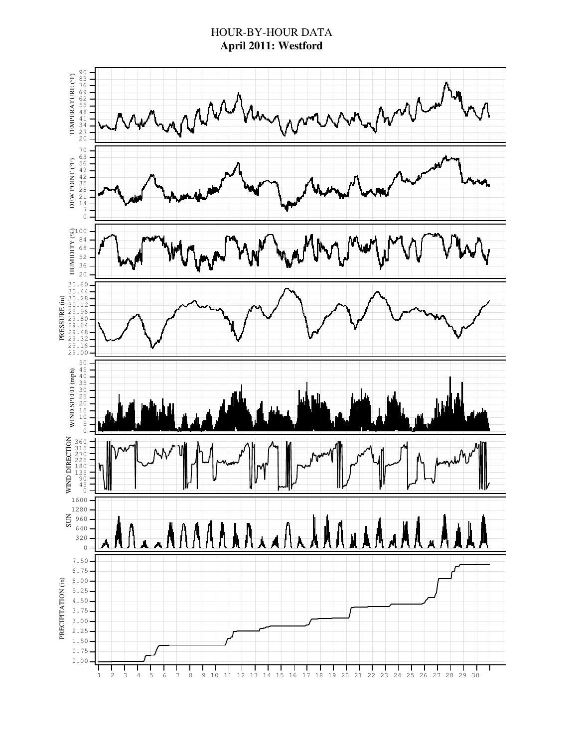# HOUR-BY-HOUR DATA

## April 2011: Westford

TEMPERATURE (°F)
90
83
76
69
62
55
48
41
34
27
20

DEW POINT (°F)
70
63
56
49
42
35
28
21
14
7
0

HUMIDITY (%)
100
84
68
52
36
20

PRESSURE (in)
30.60
30.44
30.28
30.12
29.96
29.80
29.64
29.48
29.32
29.16
29.00

WIND SPEED (mph)
50
45
40
35
30
25
20
15
10
5
0

WIND DIRECTION
360
315
270
225
180
135
90
45
0

SUN
1600
1280
960
640
320
0

PRECIPITATION (in)
7.50
6.75
6.00
5.25
4.50
3.75
3.00
2.25
1.50
0.75
0.00

1 2 3 4 5 6 7 8 9 10 11 12 13 14 15 16 17 18 19 20 21 22 23 24 25 26 27 28 29 30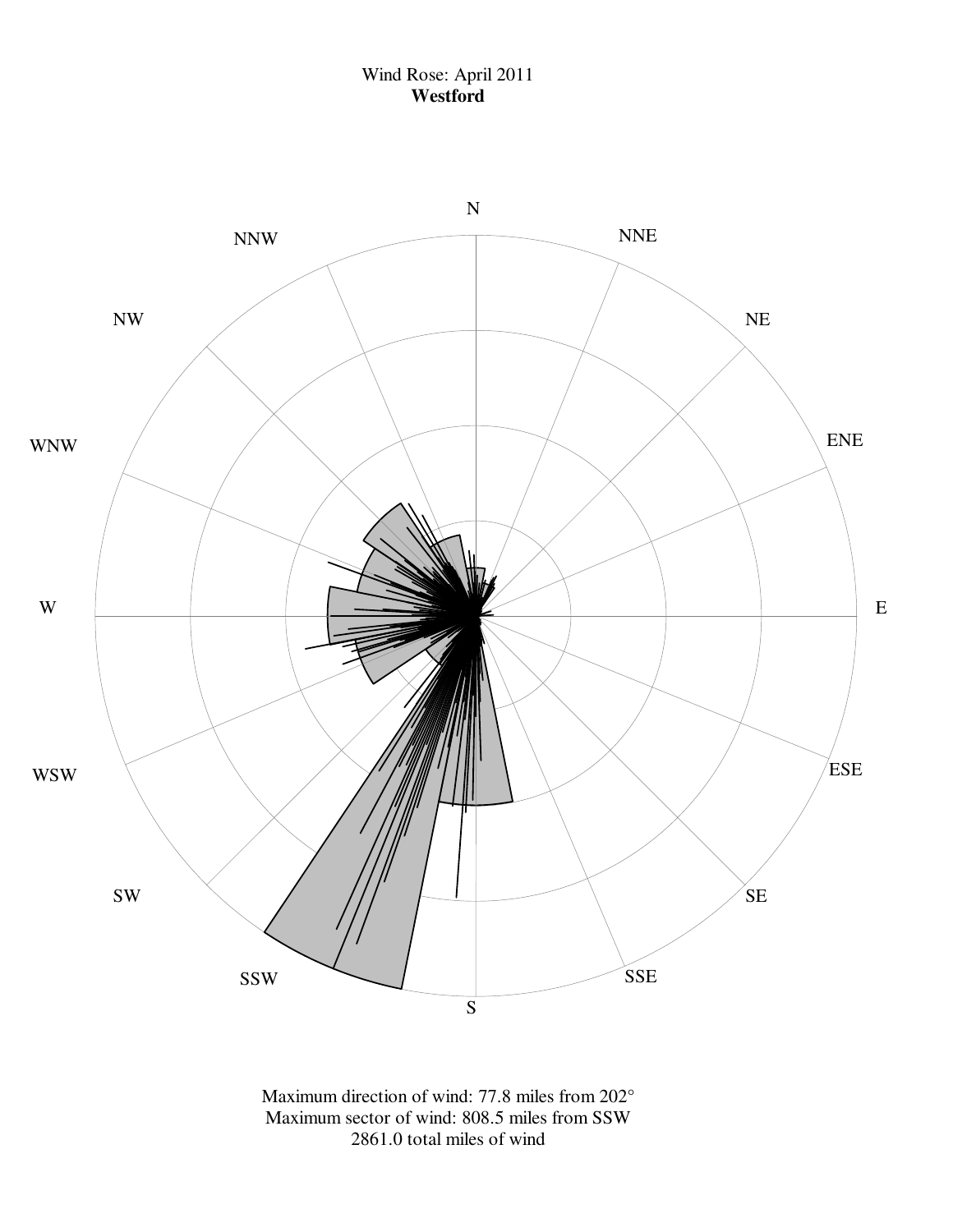Wind Rose: April 2011

**Westford**

N

NNE

NE

ENE

E

ESE

SE

SSE

S

SSW

SW

WSW

W

WNW

NW

NNW

Maximum direction of wind: 77.8 miles from 202°

Maximum sector of wind: 808.5 miles from SSW

2861.0 total miles of wind